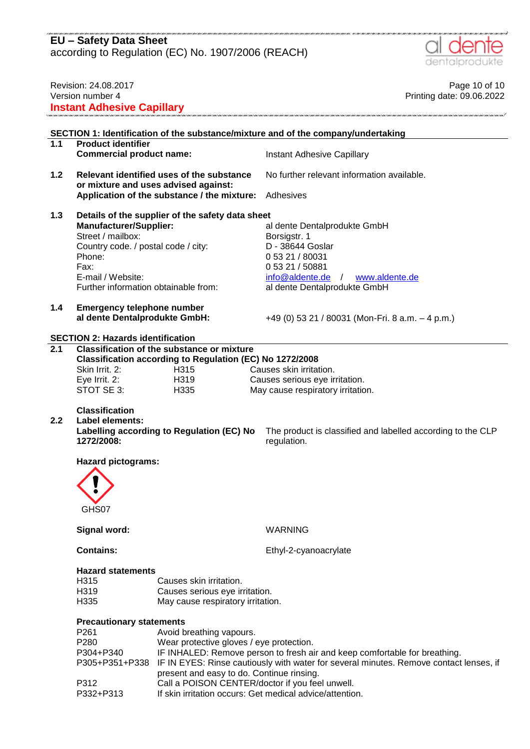# EU – Safety Data Sheet
according to Regulation (EC) No. 1907/2006 (REACH)

Revision: 24.08.2017
Version number 4
Printing date: 09.06.2022

**Instant Adhesive Capillary**

## SECTION 1: Identification of the substance/mixture and of the company/undertaking

**1.1 Product identifier**

**Commercial product name:** Instant Adhesive Capillary

**1.2 Relevant identified uses of the substance or mixture and uses advised against:** No further relevant information available.

**Application of the substance / the mixture:** Adhesives

**1.3 Details of the supplier of the safety data sheet**

| | |
|---|---|
| **Manufacturer/Supplier:** | al dente Dentalprodukte GmbH |
| Street / mailbox: | Borsigstr. 1 |
| Country code. / postal code / city: | D - 38644 Goslar |
| Phone: | 0 53 21 / 80031 |
| Fax: | 0 53 21 / 50881 |
| E-mail / Website: | info@aldente.de / www.aldente.de |
| Further information obtainable from: | al dente Dentalprodukte GmbH |

**1.4 Emergency telephone number**

**al dente Dentalprodukte GmbH:** +49 (0) 53 21 / 80031 (Mon-Fri. 8 a.m. – 4 p.m.)

## SECTION 2: Hazards identification

**2.1 Classification of the substance or mixture**

**Classification according to Regulation (EC) No 1272/2008**

| | | |
|---|---|---|
| Skin Irrit. 2: | H315 | Causes skin irritation. |
| Eye Irrit. 2: | H319 | Causes serious eye irritation. |
| STOT SE 3: | H335 | May cause respiratory irritation. |

**Classification**

**2.2 Label elements:**

**Labelling according to Regulation (EC) No 1272/2008:** The product is classified and labelled according to the CLP regulation.

**Hazard pictograms:**

GHS07

**Signal word:** WARNING

**Contains:** Ethyl-2-cyanoacrylate

**Hazard statements**

| | |
|---|---|
| H315 | Causes skin irritation. |
| H319 | Causes serious eye irritation. |
| H335 | May cause respiratory irritation. |

**Precautionary statements**

| | |
|---|---|
| P261 | Avoid breathing vapours. |
| P280 | Wear protective gloves / eye protection. |
| P304+P340 | IF INHALED: Remove person to fresh air and keep comfortable for breathing. |
| P305+P351+P338 | IF IN EYES: Rinse cautiously with water for several minutes. Remove contact lenses, if present and easy to do. Continue rinsing. |
| P312 | Call a POISON CENTER/doctor if you feel unwell. |
| P332+P313 | If skin irritation occurs: Get medical advice/attention. |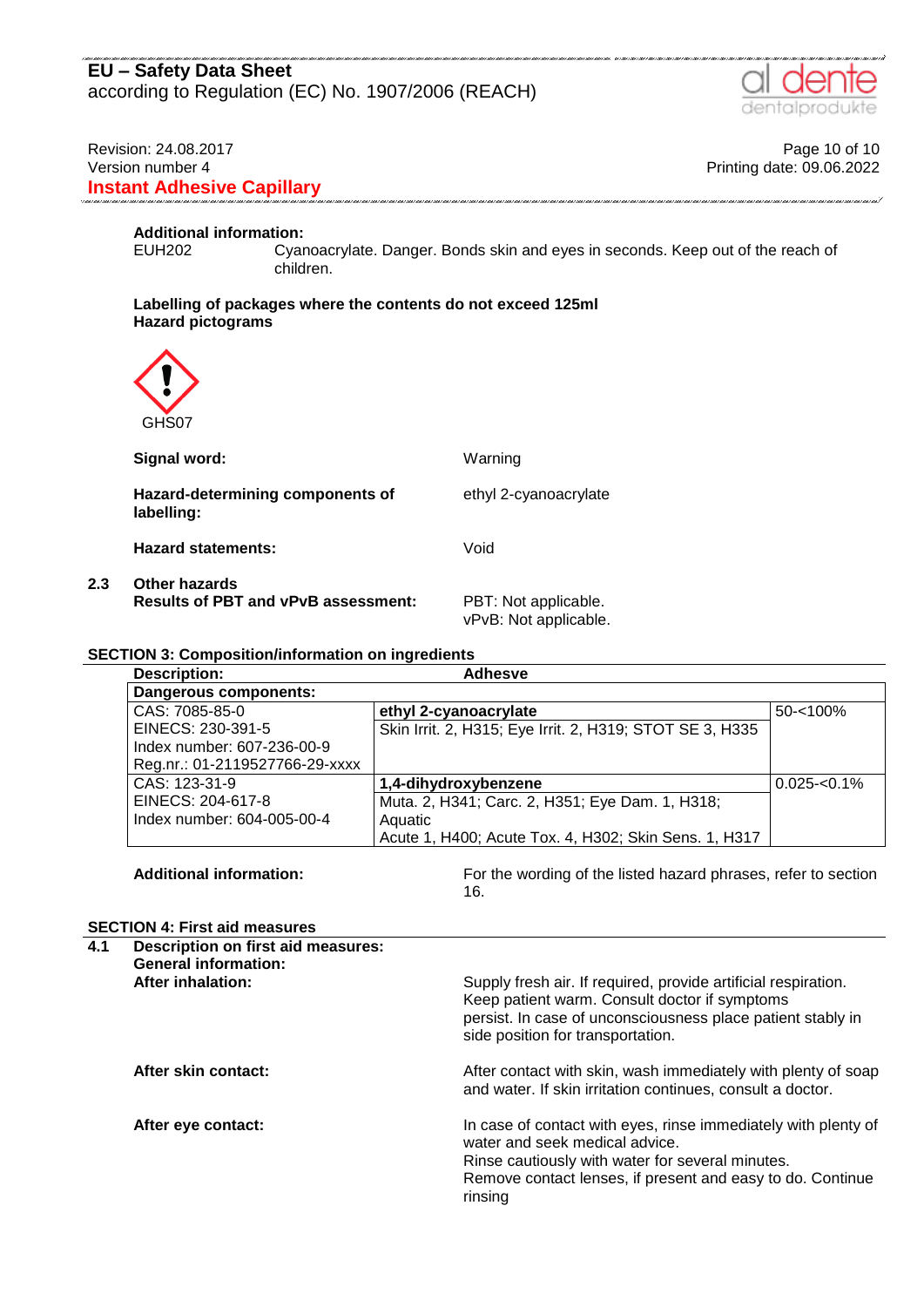**Additional information:**

EUH202 Cyanoacrylate. Danger. Bonds skin and eyes in seconds. Keep out of the reach of children.

**Labelling of packages where the contents do not exceed 125ml**

**Hazard pictograms**

GHS07

**Signal word:** Warning

**Hazard-determining components of labelling:** ethyl 2-cyanoacrylate

**Hazard statements:** Void

**2.3 Other hazards**

**Results of PBT and vPvB assessment:** PBT: Not applicable. vPvB: Not applicable.

## SECTION 3: Composition/information on ingredients

| **Description:** | **Adhesve** | |
|---|---|---|
| **Dangerous components:** | | |
| CAS: 7085-85-0<br>EINECS: 230-391-5<br>Index number: 607-236-00-9<br>Reg.nr.: 01-2119527766-29-xxxx | **ethyl 2-cyanoacrylate**<br>Skin Irrit. 2, H315; Eye Irrit. 2, H319; STOT SE 3, H335 | 50-<100% |
| CAS: 123-31-9<br>EINECS: 204-617-8<br>Index number: 604-005-00-4 | **1,4-dihydroxybenzene**<br>Muta. 2, H341; Carc. 2, H351; Eye Dam. 1, H318; Aquatic Acute 1, H400; Acute Tox. 4, H302; Skin Sens. 1, H317 | 0.025-<0.1% |

**Additional information:** For the wording of the listed hazard phrases, refer to section 16.

## SECTION 4: First aid measures

**4.1 Description on first aid measures:**

**General information:**

**After inhalation:** Supply fresh air. If required, provide artificial respiration. Keep patient warm. Consult doctor if symptoms persist. In case of unconsciousness place patient stably in side position for transportation.

**After skin contact:** After contact with skin, wash immediately with plenty of soap and water. If skin irritation continues, consult a doctor.

**After eye contact:** In case of contact with eyes, rinse immediately with plenty of water and seek medical advice.
Rinse cautiously with water for several minutes.
Remove contact lenses, if present and easy to do. Continue rinsing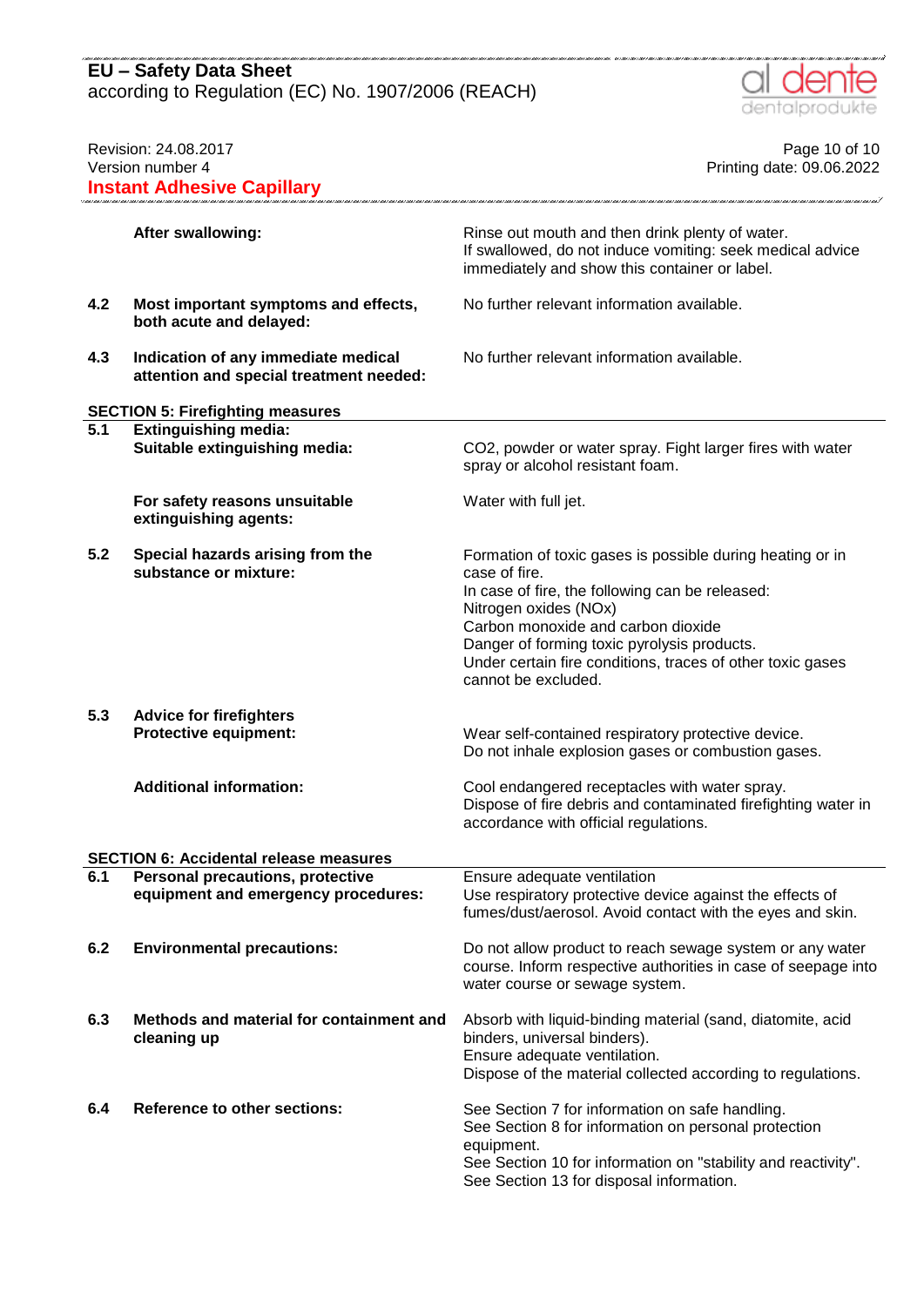| | | |
|---|---|---|
| | **After swallowing:** | Rinse out mouth and then drink plenty of water.<br>If swallowed, do not induce vomiting: seek medical advice immediately and show this container or label. |
| **4.2** | **Most important symptoms and effects, both acute and delayed:** | No further relevant information available. |
| **4.3** | **Indication of any immediate medical attention and special treatment needed:** | No further relevant information available. |

## SECTION 5: Firefighting measures

| | | |
|---|---|---|
| **5.1** | **Extinguishing media:**<br>**Suitable extinguishing media:** | $CO_2$, powder or water spray. Fight larger fires with water spray or alcohol resistant foam. |
| | **For safety reasons unsuitable extinguishing agents:** | Water with full jet. |
| **5.2** | **Special hazards arising from the substance or mixture:** | Formation of toxic gases is possible during heating or in case of fire.<br>In case of fire, the following can be released:<br>Nitrogen oxides (NOx)<br>Carbon monoxide and carbon dioxide<br>Danger of forming toxic pyrolysis products.<br>Under certain fire conditions, traces of other toxic gases cannot be excluded. |
| **5.3** | **Advice for firefighters**<br>**Protective equipment:** | Wear self-contained respiratory protective device.<br>Do not inhale explosion gases or combustion gases. |
| | **Additional information:** | Cool endangered receptacles with water spray.<br>Dispose of fire debris and contaminated firefighting water in accordance with official regulations. |

## SECTION 6: Accidental release measures

| | | |
|---|---|---|
| **6.1** | **Personal precautions, protective equipment and emergency procedures:** | Ensure adequate ventilation<br>Use respiratory protective device against the effects of fumes/dust/aerosol. Avoid contact with the eyes and skin. |
| **6.2** | **Environmental precautions:** | Do not allow product to reach sewage system or any water course. Inform respective authorities in case of seepage into water course or sewage system. |
| **6.3** | **Methods and material for containment and cleaning up** | Absorb with liquid-binding material (sand, diatomite, acid binders, universal binders).<br>Ensure adequate ventilation.<br>Dispose of the material collected according to regulations. |
| **6.4** | **Reference to other sections:** | See Section 7 for information on safe handling.<br>See Section 8 for information on personal protection equipment.<br>See Section 10 for information on "stability and reactivity".<br>See Section 13 for disposal information. |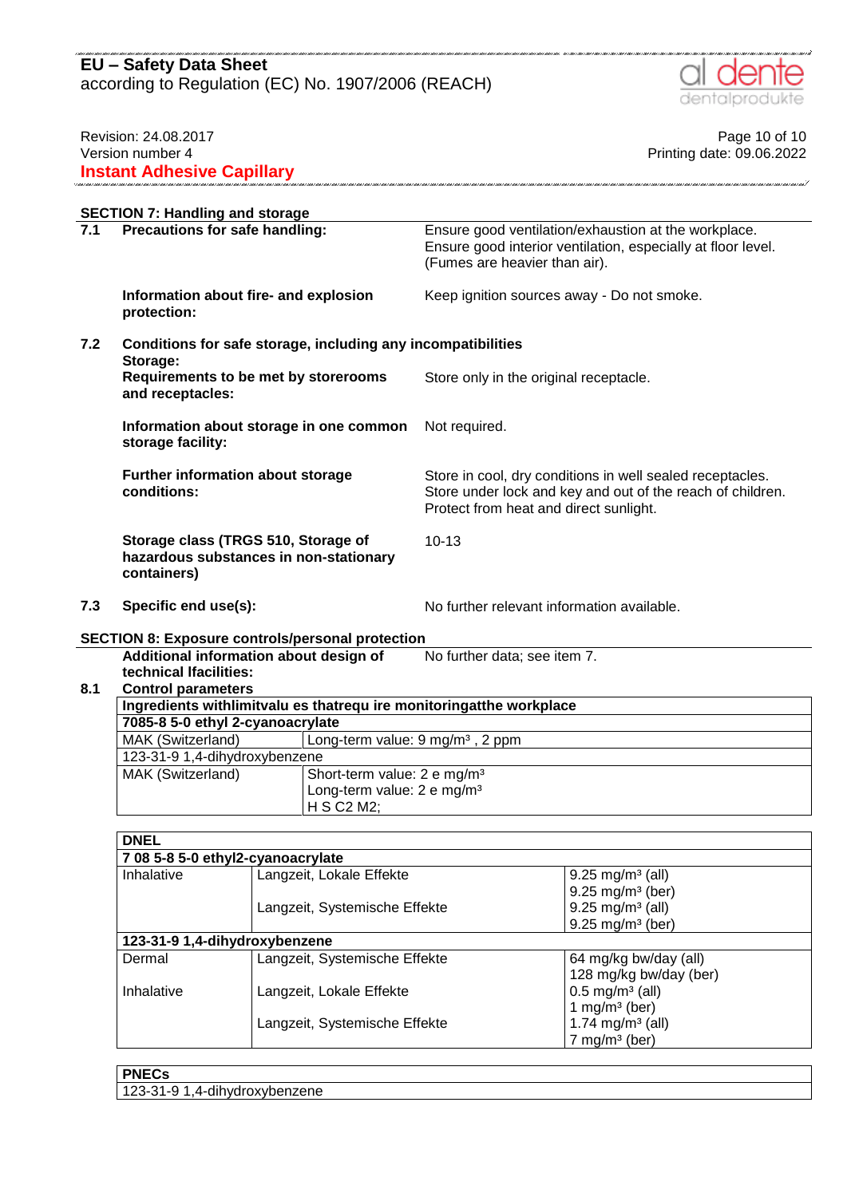## SECTION 7: Handling and storage

**7.1 Precautions for safe handling:** Ensure good ventilation/exhaustion at the workplace. Ensure good interior ventilation, especially at floor level. (Fumes are heavier than air).

**Information about fire- and explosion protection:** Keep ignition sources away - Do not smoke.

**7.2 Conditions for safe storage, including any incompatibilities**

**Storage:**

**Requirements to be met by storerooms and receptacles:** Store only in the original receptacle.

**Information about storage in one common storage facility:** Not required.

**Further information about storage conditions:** Store in cool, dry conditions in well sealed receptacles. Store under lock and key and out of the reach of children. Protect from heat and direct sunlight.

**Storage class (TRGS 510, Storage of hazardous substances in non-stationary containers)** 10-13

**7.3 Specific end use(s):** No further relevant information available.

## SECTION 8: Exposure controls/personal protection

**Additional information about design of technical lfacilities:** No further data; see item 7.

**8.1 Control parameters**

| **Ingredients withlimitvalu es thatrequ ire monitoringatthe workplace** | |
|---|---|
| **7085-8 5-0 ethyl 2-cyanoacrylate** | |
| MAK (Switzerland) | Long-term value: 9 mg/m³ , 2 ppm |
| 123-31-9 1,4-dihydroxybenzene | |
| MAK (Switzerland) | Short-term value: 2 e mg/m³<br>Long-term value: 2 e mg/m³<br>H S C2 M2; |

| **DNEL** | | |
|---|---|---|
| **7 08 5-8 5-0 ethyl2-cyanoacrylate** | | |
| Inhalative | Langzeit, Lokale Effekte | 9.25 mg/m³ (all)<br>9.25 mg/m³ (ber) |
| | Langzeit, Systemische Effekte | 9.25 mg/m³ (all)<br>9.25 mg/m³ (ber) |
| **123-31-9 1,4-dihydroxybenzene** | | |
| Dermal | Langzeit, Systemische Effekte | 64 mg/kg bw/day (all)<br>128 mg/kg bw/day (ber) |
| Inhalative | Langzeit, Lokale Effekte | 0.5 mg/m³ (all)<br>1 mg/m³ (ber) |
| | Langzeit, Systemische Effekte | 1.74 mg/m³ (all)<br>7 mg/m³ (ber) |

| **PNECs** |
|---|
| 123-31-9 1,4-dihydroxybenzene |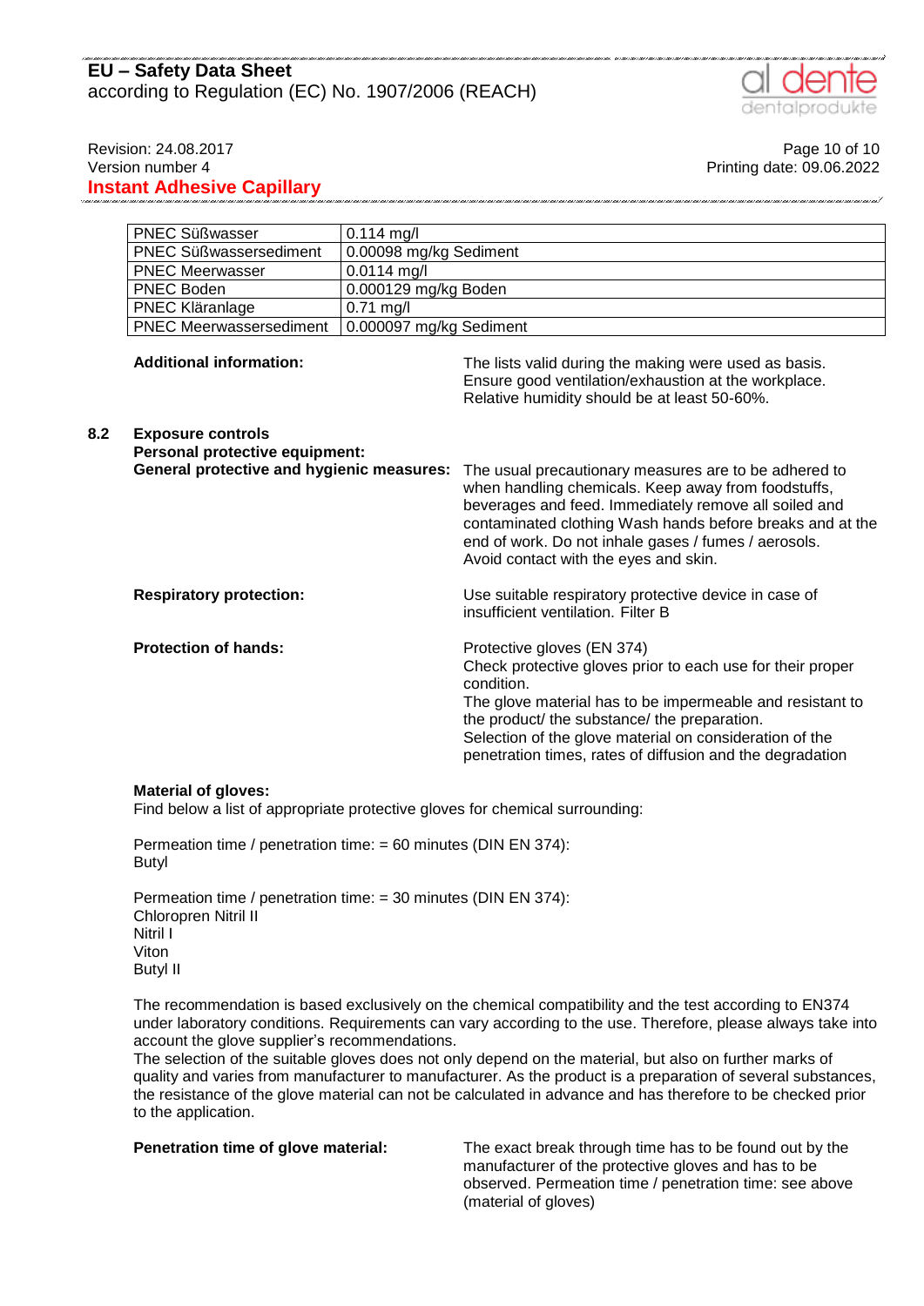| | |
|---|---|
| PNEC Süßwasser | 0.114 mg/l |
| PNEC Süßwassersediment | 0.00098 mg/kg Sediment |
| PNEC Meerwasser | 0.0114 mg/l |
| PNEC Boden | 0.000129 mg/kg Boden |
| PNEC Kläranlage | 0.71 mg/l |
| PNEC Meerwassersediment | 0.000097 mg/kg Sediment |

**Additional information:** The lists valid during the making were used as basis. Ensure good ventilation/exhaustion at the workplace. Relative humidity should be at least 50-60%.

**8.2 Exposure controls**

**Personal protective equipment:**

**General protective and hygienic measures:** The usual precautionary measures are to be adhered to when handling chemicals. Keep away from foodstuffs, beverages and feed. Immediately remove all soiled and contaminated clothing Wash hands before breaks and at the end of work. Do not inhale gases / fumes / aerosols. Avoid contact with the eyes and skin.

**Respiratory protection:** Use suitable respiratory protective device in case of insufficient ventilation. Filter B

**Protection of hands:** Protective gloves (EN 374)
Check protective gloves prior to each use for their proper condition.
The glove material has to be impermeable and resistant to the product/ the substance/ the preparation.
Selection of the glove material on consideration of the penetration times, rates of diffusion and the degradation

**Material of gloves:**
Find below a list of appropriate protective gloves for chemical surrounding:

Permeation time / penetration time: = 60 minutes (DIN EN 374):
Butyl

Permeation time / penetration time: = 30 minutes (DIN EN 374):
Chloropren Nitril II
Nitril I
Viton
Butyl II

The recommendation is based exclusively on the chemical compatibility and the test according to EN374 under laboratory conditions. Requirements can vary according to the use. Therefore, please always take into account the glove supplier's recommendations.
The selection of the suitable gloves does not only depend on the material, but also on further marks of quality and varies from manufacturer to manufacturer. As the product is a preparation of several substances, the resistance of the glove material can not be calculated in advance and has therefore to be checked prior to the application.

**Penetration time of glove material:** The exact break through time has to be found out by the manufacturer of the protective gloves and has to be observed. Permeation time / penetration time: see above (material of gloves)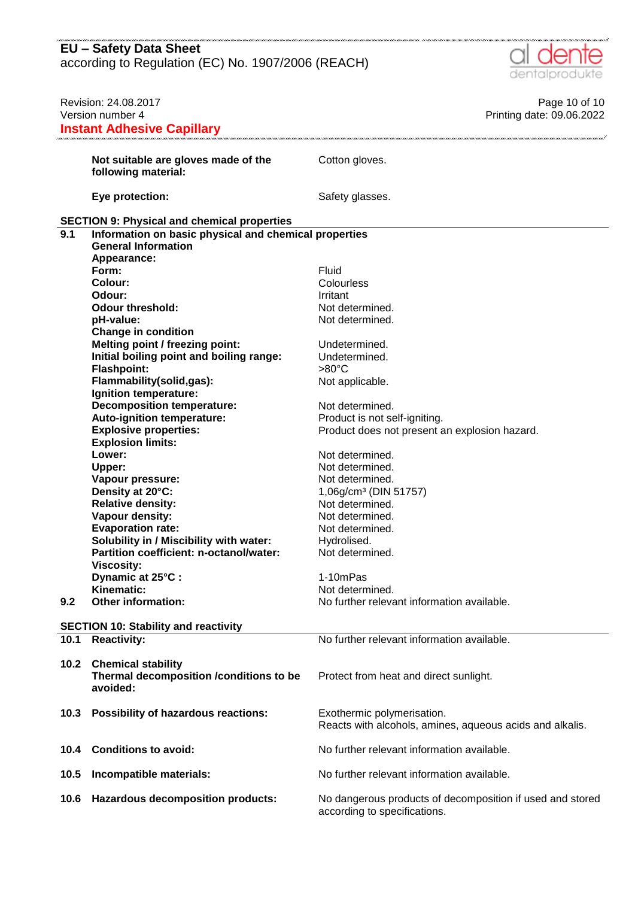| | |
|---|---|
| **Not suitable are gloves made of the following material:** | Cotton gloves. |
| **Eye protection:** | Safety glasses. |

## SECTION 9: Physical and chemical properties

**9.1 Information on basic physical and chemical properties**

| | |
|---|---|
| **General Information** | |
| **Appearance:** | |
| **Form:** | Fluid |
| **Colour:** | Colourless |
| **Odour:** | Irritant |
| **Odour threshold:** | Not determined. |
| **pH-value:** | Not determined. |
| **Change in condition** | |
| **Melting point / freezing point:** | Undetermined. |
| **Initial boiling point and boiling range:** | Undetermined. |
| **Flashpoint:** | >80°C |
| **Flammability(solid,gas):** | Not applicable. |
| **Ignition temperature:** | |
| **Decomposition temperature:** | Not determined. |
| **Auto-ignition temperature:** | Product is not self-igniting. |
| **Explosive properties:** | Product does not present an explosion hazard. |
| **Explosion limits:** | |
| **Lower:** | Not determined. |
| **Upper:** | Not determined. |
| **Vapour pressure:** | Not determined. |
| **Density at 20°C:** | 1,06g/cm³ (DIN 51757) |
| **Relative density:** | Not determined. |
| **Vapour density:** | Not determined. |
| **Evaporation rate:** | Not determined. |
| **Solubility in / Miscibility with water:** | Hydrolised. |
| **Partition coefficient: n-octanol/water:** | Not determined. |
| **Viscosity:** | |
| **Dynamic at 25°C :** | 1-10mPas |
| **Kinematic:** | Not determined. |

| | | |
|---|---|---|
| **9.2** | **Other information:** | No further relevant information available. |

## SECTION 10: Stability and reactivity

| | | |
|---|---|---|
| **10.1** | **Reactivity:** | No further relevant information available. |
| **10.2** | **Chemical stability** | |
| | **Thermal decomposition /conditions to be avoided:** | Protect from heat and direct sunlight. |
| **10.3** | **Possibility of hazardous reactions:** | Exothermic polymerisation.<br>Reacts with alcohols, amines, aqueous acids and alkalis. |
| **10.4** | **Conditions to avoid:** | No further relevant information available. |
| **10.5** | **Incompatible materials:** | No further relevant information available. |
| **10.6** | **Hazardous decomposition products:** | No dangerous products of decomposition if used and stored according to specifications. |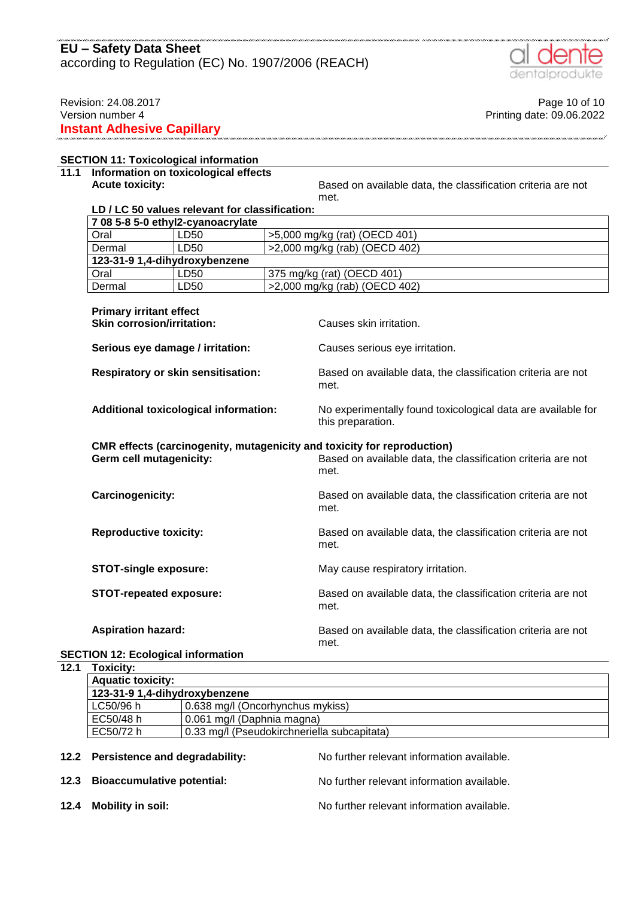## SECTION 11: Toxicological information

### 11.1 Information on toxicological effects

**Acute toxicity:** Based on available data, the classification criteria are not met.

**LD / LC 50 values relevant for classification:**

| 7 08 5-8 5-0 ethyl2-cyanoacrylate | | |
|---|---|---|
| Oral | LD50 | >5,000 mg/kg (rat) (OECD 401) |
| Dermal | LD50 | >2,000 mg/kg (rab) (OECD 402) |
| **123-31-9 1,4-dihydroxybenzene** | | |
| Oral | LD50 | 375 mg/kg (rat) (OECD 401) |
| Dermal | LD50 | >2,000 mg/kg (rab) (OECD 402) |

**Primary irritant effect**

**Skin corrosion/irritation:** Causes skin irritation.

**Serious eye damage / irritation:** Causes serious eye irritation.

**Respiratory or skin sensitisation:** Based on available data, the classification criteria are not met.

**Additional toxicological information:** No experimentally found toxicological data are available for this preparation.

**CMR effects (carcinogenity, mutagenicity and toxicity for reproduction)**

**Germ cell mutagenicity:** Based on available data, the classification criteria are not met.

**Carcinogenicity:** Based on available data, the classification criteria are not met.

**Reproductive toxicity:** Based on available data, the classification criteria are not met.

**STOT-single exposure:** May cause respiratory irritation.

**STOT-repeated exposure:** Based on available data, the classification criteria are not met.

**Aspiration hazard:** Based on available data, the classification criteria are not met.

## SECTION 12: Ecological information

### 12.1 Toxicity:

| Aquatic toxicity: | |
|---|---|
| **123-31-9 1,4-dihydroxybenzene** | |
| LC50/96 h | 0.638 mg/l (Oncorhynchus mykiss) |
| EC50/48 h | 0.061 mg/l (Daphnia magna) |
| EC50/72 h | 0.33 mg/l (Pseudokirchneriella subcapitata) |

**12.2 Persistence and degradability:** No further relevant information available.

**12.3 Bioaccumulative potential:** No further relevant information available.

**12.4 Mobility in soil:** No further relevant information available.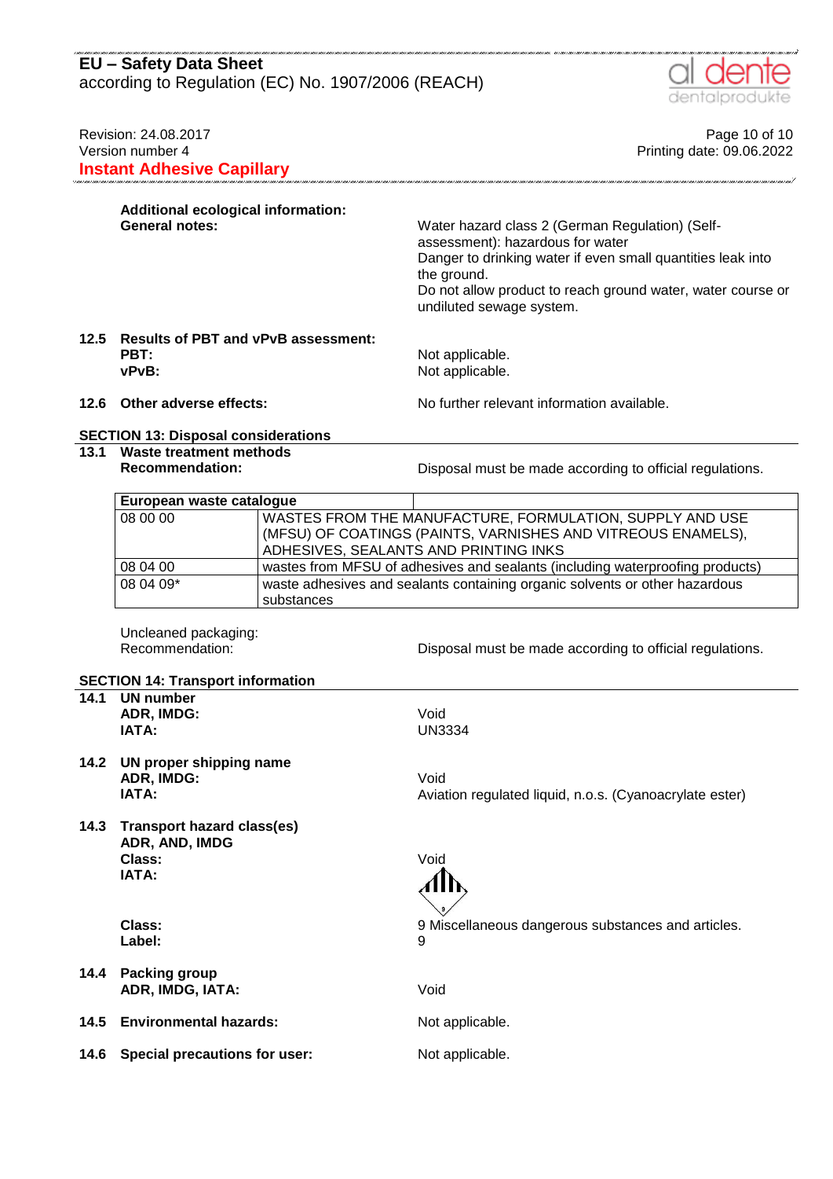**Additional ecological information:**

**General notes:** Water hazard class 2 (German Regulation) (Self-assessment): hazardous for water
Danger to drinking water if even small quantities leak into the ground.
Do not allow product to reach ground water, water course or undiluted sewage system.

**12.5 Results of PBT and vPvB assessment:**

**PBT:** Not applicable.
**vPvB:** Not applicable.

**12.6 Other adverse effects:** No further relevant information available.

## SECTION 13: Disposal considerations

**13.1 Waste treatment methods**

**Recommendation:** Disposal must be made according to official regulations.

| European waste catalogue | |
|---|---|
| 08 00 00 | WASTES FROM THE MANUFACTURE, FORMULATION, SUPPLY AND USE (MFSU) OF COATINGS (PAINTS, VARNISHES AND VITREOUS ENAMELS), ADHESIVES, SEALANTS AND PRINTING INKS |
| 08 04 00 | wastes from MFSU of adhesives and sealants (including waterproofing products) |
| 08 04 09* | waste adhesives and sealants containing organic solvents or other hazardous substances |

Uncleaned packaging:
Recommendation: Disposal must be made according to official regulations.

## SECTION 14: Transport information

**14.1 UN number**

**ADR, IMDG:** Void
**IATA:** UN3334

**14.2 UN proper shipping name**

**ADR, IMDG:** Void
**IATA:** Aviation regulated liquid, n.o.s. (Cyanoacrylate ester)

**14.3 Transport hazard class(es)**

**ADR, AND, IMDG**
**Class:** Void
**IATA:**

**Class:** 9 Miscellaneous dangerous substances and articles.
**Label:** 9

**14.4 Packing group**

**ADR, IMDG, IATA:** Void

**14.5 Environmental hazards:** Not applicable.

**14.6 Special precautions for user:** Not applicable.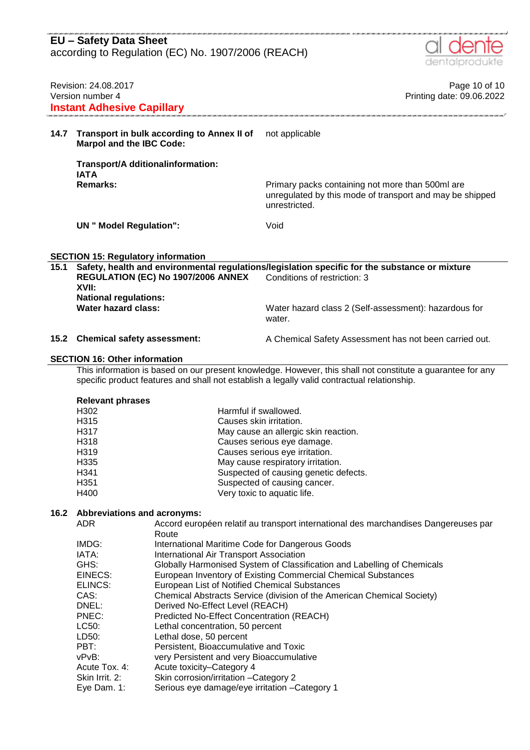**14.7 Transport in bulk according to Annex II of Marpol and the IBC Code:** not applicable

**Transport/A dditionalinformation:**

**IATA**

**Remarks:** Primary packs containing not more than 500ml are unregulated by this mode of transport and may be shipped unrestricted.

**UN " Model Regulation":** Void

## SECTION 15: Regulatory information

**15.1 Safety, health and environmental regulations/legislation specific for the substance or mixture**

**REGULATION (EC) No 1907/2006 ANNEX XVII:** Conditions of restriction: 3

**National regulations:**

**Water hazard class:** Water hazard class 2 (Self-assessment): hazardous for water.

**15.2 Chemical safety assessment:** A Chemical Safety Assessment has not been carried out.

## SECTION 16: Other information

This information is based on our present knowledge. However, this shall not constitute a guarantee for any specific product features and shall not establish a legally valid contractual relationship.

**Relevant phrases**

| | |
|---|---|
| H302 | Harmful if swallowed. |
| H315 | Causes skin irritation. |
| H317 | May cause an allergic skin reaction. |
| H318 | Causes serious eye damage. |
| H319 | Causes serious eye irritation. |
| H335 | May cause respiratory irritation. |
| H341 | Suspected of causing genetic defects. |
| H351 | Suspected of causing cancer. |
| H400 | Very toxic to aquatic life. |

**16.2 Abbreviations and acronyms:**

| | |
|---|---|
| ADR | Accord européen relatif au transport international des marchandises Dangereuses par Route |
| IMDG: | International Maritime Code for Dangerous Goods |
| IATA: | International Air Transport Association |
| GHS: | Globally Harmonised System of Classification and Labelling of Chemicals |
| EINECS: | European Inventory of Existing Commercial Chemical Substances |
| ELINCS: | European List of Notified Chemical Substances |
| CAS: | Chemical Abstracts Service (division of the American Chemical Society) |
| DNEL: | Derived No-Effect Level (REACH) |
| PNEC: | Predicted No-Effect Concentration (REACH) |
| LC50: | Lethal concentration, 50 percent |
| LD50: | Lethal dose, 50 percent |
| PBT: | Persistent, Bioaccumulative and Toxic |
| vPvB: | very Persistent and very Bioaccumulative |
| Acute Tox. 4: | Acute toxicity–Category 4 |
| Skin Irrit. 2: | Skin corrosion/irritation –Category 2 |
| Eye Dam. 1: | Serious eye damage/eye irritation –Category 1 |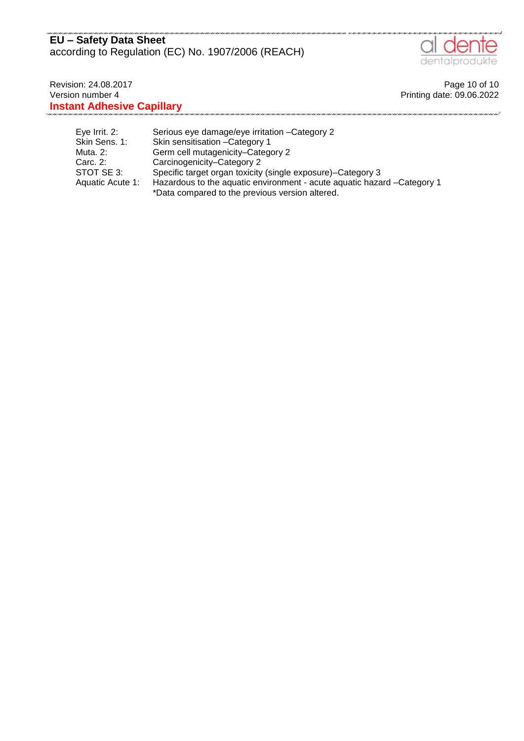| | |
|---|---|
| Eye Irrit. 2: | Serious eye damage/eye irritation –Category 2 |
| Skin Sens. 1: | Skin sensitisation –Category 1 |
| Muta. 2: | Germ cell mutagenicity–Category 2 |
| Carc. 2: | Carcinogenicity–Category 2 |
| STOT SE 3: | Specific target organ toxicity (single exposure)–Category 3 |
| Aquatic Acute 1: | Hazardous to the aquatic environment - acute aquatic hazard –Category 1 |

*Data compared to the previous version altered.